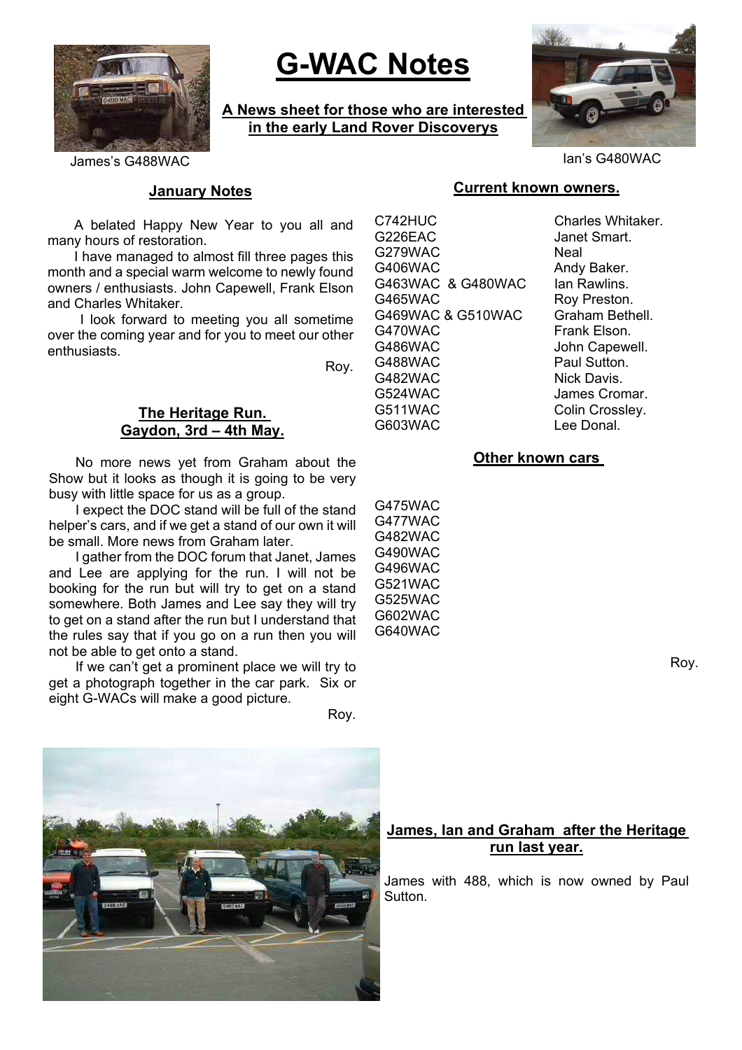# G-WAC Notes

**A News sheet for those who are interested in the early Land Rover Discoverys**

James's G488WAC

Ian's G480WAC

## January Notes

A belated Happy New Year to you all and many hours of restoration.

I have managed to almost fill three pages this month and a special warm welcome to newly found owners / enthusiasts. John Capewell, Frank Elson and Charles Whitaker.

I look forward to meeting you all sometime over the coming year and for you to meet our other enthusiasts.

Roy.

## The Heritage Run. Gaydon, 3rd – 4th May.

No more news yet from Graham about the Show but it looks as though it is going to be very busy with little space for us as a group.

I expect the DOC stand will be full of the stand helper's cars, and if we get a stand of our own it will be small. More news from Graham later.

I gather from the DOC forum that Janet, James and Lee are applying for the run. I will not be booking for the run but will try to get on a stand somewhere. Both James and Lee say they will try to get on a stand after the run but I understand that the rules say that if you go on a run then you will not be able to get onto a stand.

If we can't get a prominent place we will try to get a photograph together in the car park. Six or eight G-WACs will make a good picture.

Roy.

## Current known owners.

| | |
|---|---|
| C742HUC | Charles Whitaker. |
| G226EAC | Janet Smart. |
| G279WAC | Neal |
| G406WAC | Andy Baker. |
| G463WAC & G480WAC | Ian Rawlins. |
| G465WAC | Roy Preston. |
| G469WAC & G510WAC | Graham Bethell. |
| G470WAC | Frank Elson. |
| G486WAC | John Capewell. |
| G488WAC | Paul Sutton. |
| G482WAC | Nick Davis. |
| G524WAC | James Cromar. |
| G511WAC | Colin Crossley. |
| G603WAC | Lee Donal. |

## Other known cars

G475WAC
G477WAC
G482WAC
G490WAC
G496WAC
G521WAC
G525WAC
G602WAC
G640WAC

Roy.

**James, Ian and Graham after the Heritage run last year.**

James with 488, which is now owned by Paul Sutton.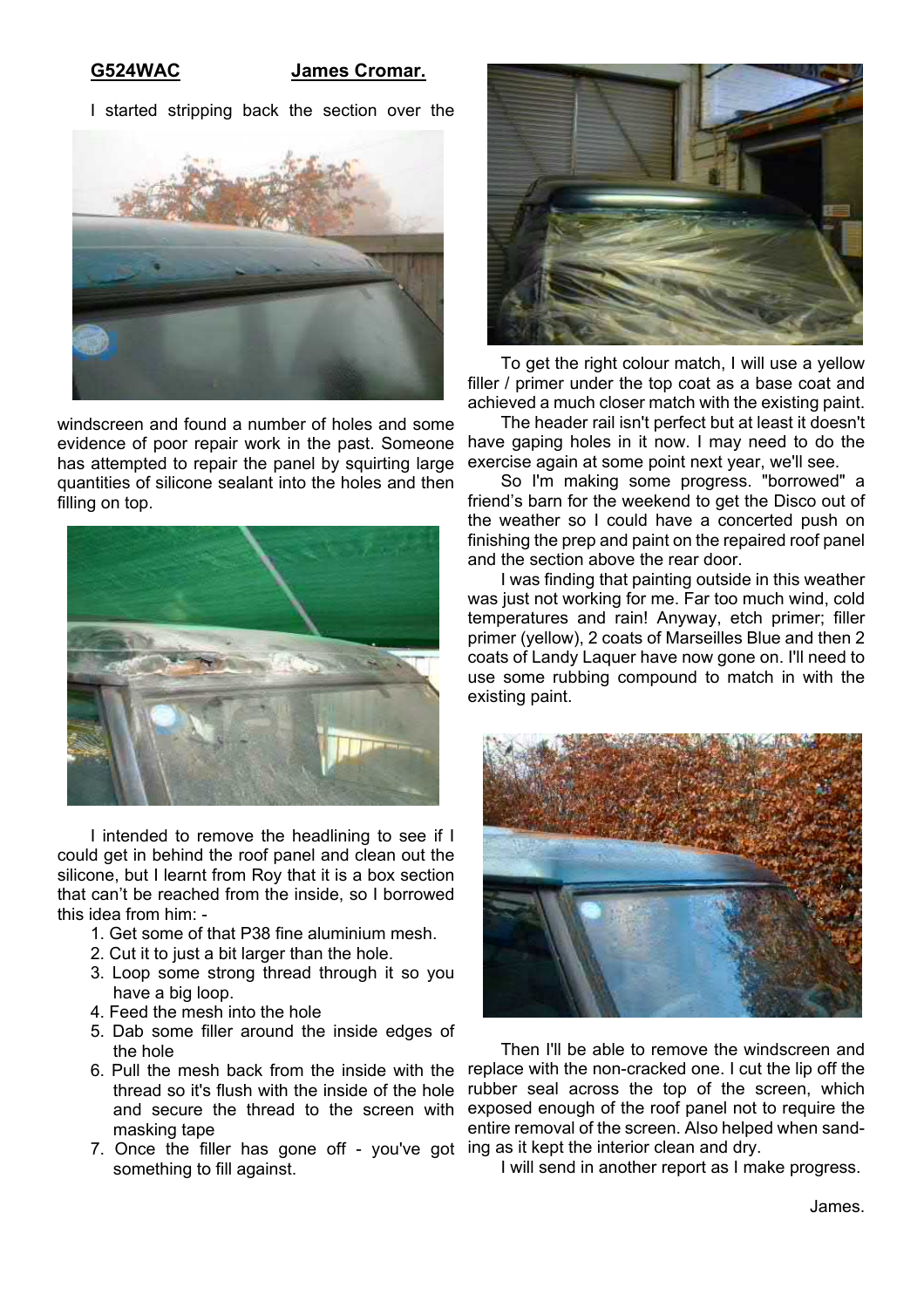**G524WAC** **James Cromar.**

I started stripping back the section over the windscreen and found a number of holes and some evidence of poor repair work in the past. Someone has attempted to repair the panel by squirting large quantities of silicone sealant into the holes and then filling on top.

I intended to remove the headlining to see if I could get in behind the roof panel and clean out the silicone, but I learnt from Roy that it is a box section that can't be reached from the inside, so I borrowed this idea from him: -

1. Get some of that P38 fine aluminium mesh.
2. Cut it to just a bit larger than the hole.
3. Loop some strong thread through it so you have a big loop.
4. Feed the mesh into the hole
5. Dab some filler around the inside edges of the hole
6. Pull the mesh back from the inside with the thread so it's flush with the inside of the hole and secure the thread to the screen with masking tape
7. Once the filler has gone off - you've got something to fill against.

To get the right colour match, I will use a yellow filler / primer under the top coat as a base coat and achieved a much closer match with the existing paint.

The header rail isn't perfect but at least it doesn't have gaping holes in it now. I may need to do the exercise again at some point next year, we'll see.

So I'm making some progress. "borrowed" a friend's barn for the weekend to get the Disco out of the weather so I could have a concerted push on finishing the prep and paint on the repaired roof panel and the section above the rear door.

I was finding that painting outside in this weather was just not working for me. Far too much wind, cold temperatures and rain! Anyway, etch primer; filler primer (yellow), 2 coats of Marseilles Blue and then 2 coats of Landy Laquer have now gone on. I'll need to use some rubbing compound to match in with the existing paint.

Then I'll be able to remove the windscreen and replace with the non-cracked one. I cut the lip off the rubber seal across the top of the screen, which exposed enough of the roof panel not to require the entire removal of the screen. Also helped when sanding as it kept the interior clean and dry.

I will send in another report as I make progress.

James.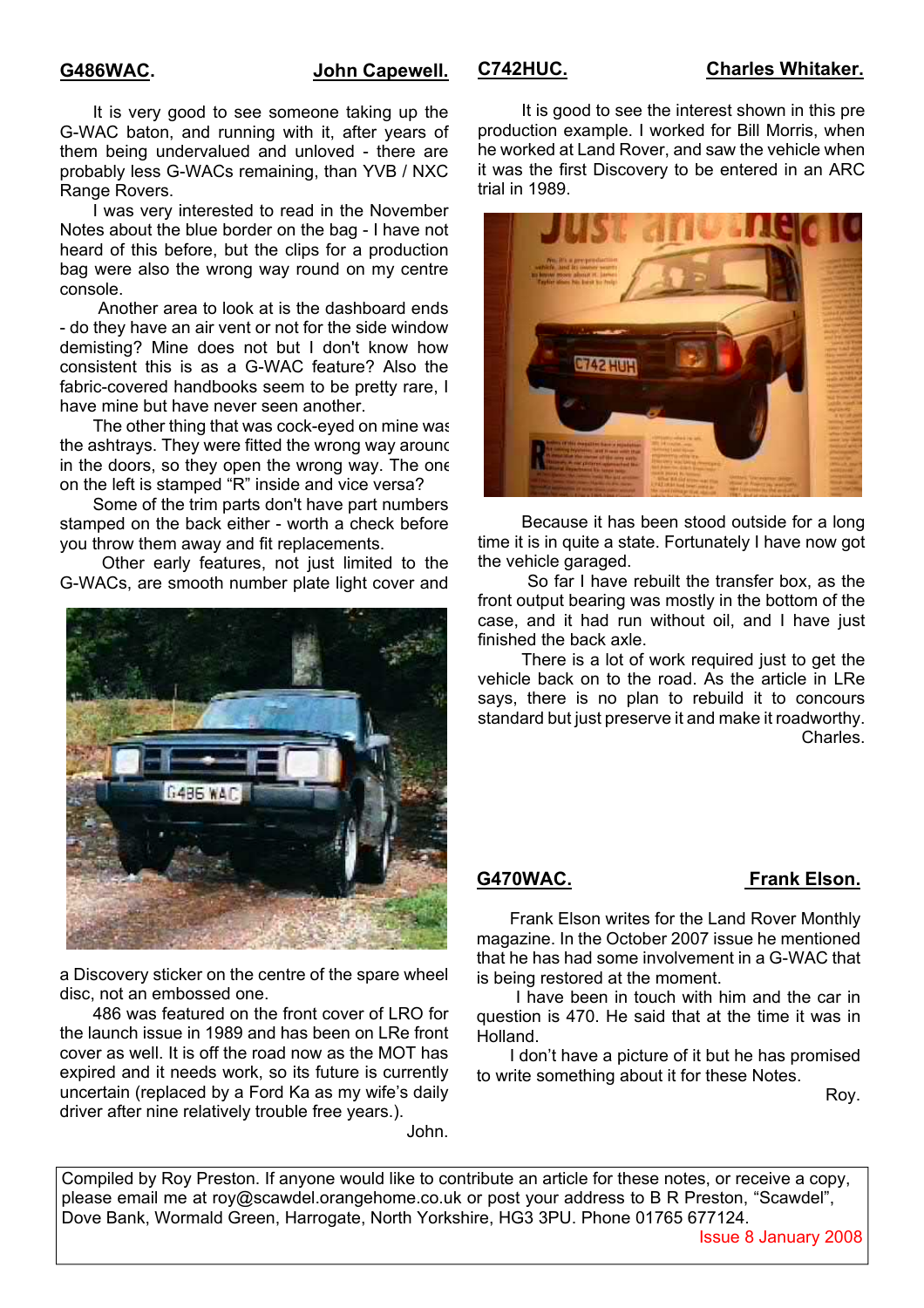## G486WAC. John Capewell.

It is very good to see someone taking up the G-WAC baton, and running with it, after years of them being undervalued and unloved - there are probably less G-WACs remaining, than YVB / NXC Range Rovers.

I was very interested to read in the November Notes about the blue border on the bag - I have not heard of this before, but the clips for a production bag were also the wrong way round on my centre console.

Another area to look at is the dashboard ends - do they have an air vent or not for the side window demisting? Mine does not but I don't know how consistent this is as a G-WAC feature? Also the fabric-covered handbooks seem to be pretty rare, I have mine but have never seen another.

The other thing that was cock-eyed on mine was the ashtrays. They were fitted the wrong way around in the doors, so they open the wrong way. The one on the left is stamped “R” inside and vice versa?

Some of the trim parts don't have part numbers stamped on the back either - worth a check before you throw them away and fit replacements.

Other early features, not just limited to the G-WACs, are smooth number plate light cover and a Discovery sticker on the centre of the spare wheel disc, not an embossed one.

486 was featured on the front cover of LRO for the launch issue in 1989 and has been on LRe front cover as well. It is off the road now as the MOT has expired and it needs work, so its future is currently uncertain (replaced by a Ford Ka as my wife's daily driver after nine relatively trouble free years.).

John.

## C742HUC. Charles Whitaker.

It is good to see the interest shown in this pre production example. I worked for Bill Morris, when he worked at Land Rover, and saw the vehicle when it was the first Discovery to be entered in an ARC trial in 1989.

Because it has been stood outside for a long time it is in quite a state. Fortunately I have now got the vehicle garaged.

So far I have rebuilt the transfer box, as the front output bearing was mostly in the bottom of the case, and it had run without oil, and I have just finished the back axle.

There is a lot of work required just to get the vehicle back on to the road. As the article in LRe says, there is no plan to rebuild it to concours standard but just preserve it and make it roadworthy.

Charles.

## G470WAC. Frank Elson.

Frank Elson writes for the Land Rover Monthly magazine. In the October 2007 issue he mentioned that he has had some involvement in a G-WAC that is being restored at the moment.

I have been in touch with him and the car in question is 470. He said that at the time it was in Holland.

I don't have a picture of it but he has promised to write something about it for these Notes.

Roy.

Compiled by Roy Preston. If anyone would like to contribute an article for these notes, or receive a copy, please email me at roy@scawdel.orangehome.co.uk or post your address to B R Preston, “Scawdel”, Dove Bank, Wormald Green, Harrogate, North Yorkshire, HG3 3PU. Phone 01765 677124.

Issue 8 January 2008